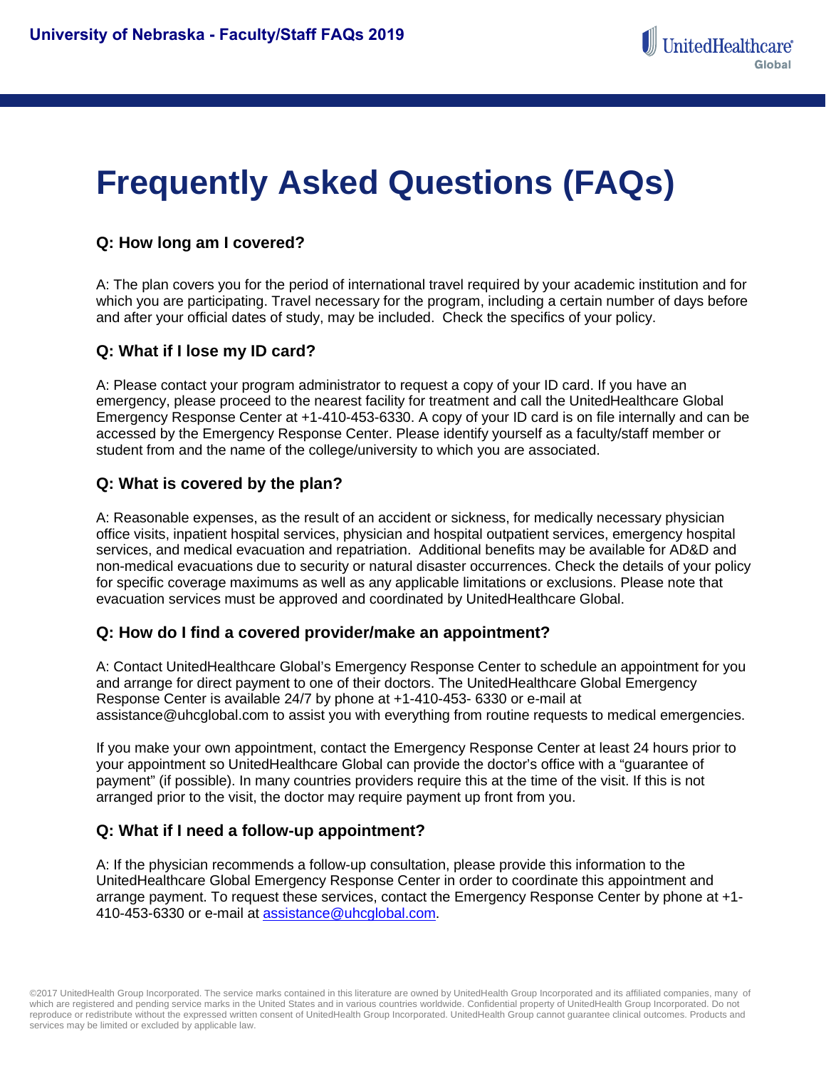# Frequently Asked Questions (FAQs)

### Q: How long am I covered?

A: The plan covers you for the period of international travel required by your academic institution and for which you are participating. Travel necessary for the program, including a certain number of days before and after your official dates of study, may be included. Check the specifics of your policy.

### Q: What if I lose my ID card?

A: Please contact your program administrator to request a copy of your ID card. If you have an emergency, please proceed to the nearest facility for treatment and call the UnitedHealthcare Global Emergency Response Center at +1-410-453-6330. A copy of your ID card is on file internally and can be accessed by the Emergency Response Center. Please identify yourself as a faculty/staff member or student from and the name of the college/university to which you are associated.

### Q: What is covered by the plan?

A: Reasonable expenses, as the result of an accident or sickness, for medically necessary physician office visits, inpatient hospital services, physician and hospital outpatient services, emergency hospital services, and medical evacuation and repatriation. Additional benefits may be available for AD&D and non-medical evacuations due to security or natural disaster occurrences. Check the details of your policy for specific coverage maximums as well as any applicable limitations or exclusions. Please note that evacuation services must be approved and coordinated by UnitedHealthcare Global.

### Q: How do I find a covered provider/make an appointment?

A: Contact UnitedHealthcare Global's Emergency Response Center to schedule an appointment for you and arrange for direct payment to one of their doctors. The UnitedHealthcare Global Emergency Response Center is available 24/7 by phone at +1-410-453- 6330 or e-mail at assistance@uhcglobal.com to assist you with everything from routine requests to medical emergencies.

If you make your own appointment, contact the Emergency Response Center at least 24 hours prior to your appointment so UnitedHealthcare Global can provide the doctor's office with a "guarantee of payment" (if possible). In many countries providers require this at the time of the visit. If this is not arranged prior to the visit, the doctor may require payment up front from you.

### Q: What if I need a follow-up appointment?

A: If the physician recommends a follow-up consultation, please provide this information to the UnitedHealthcare Global Emergency Response Center in order to coordinate this appointment and arrange payment. To request these services, contact the Emergency Response Center by phone at +1-410-453-6330 or e-mail at assistance@uhcglobal.com.

©2017 UnitedHealth Group Incorporated. The service marks contained in this literature are owned by UnitedHealth Group Incorporated and its affiliated companies, many of which are registered and pending service marks in the United States and in various countries worldwide. Confidential property of UnitedHealth Group Incorporated. Do not reproduce or redistribute without the expressed written consent of UnitedHealth Group Incorporated. UnitedHealth Group cannot guarantee clinical outcomes. Products and services may be limited or excluded by applicable law.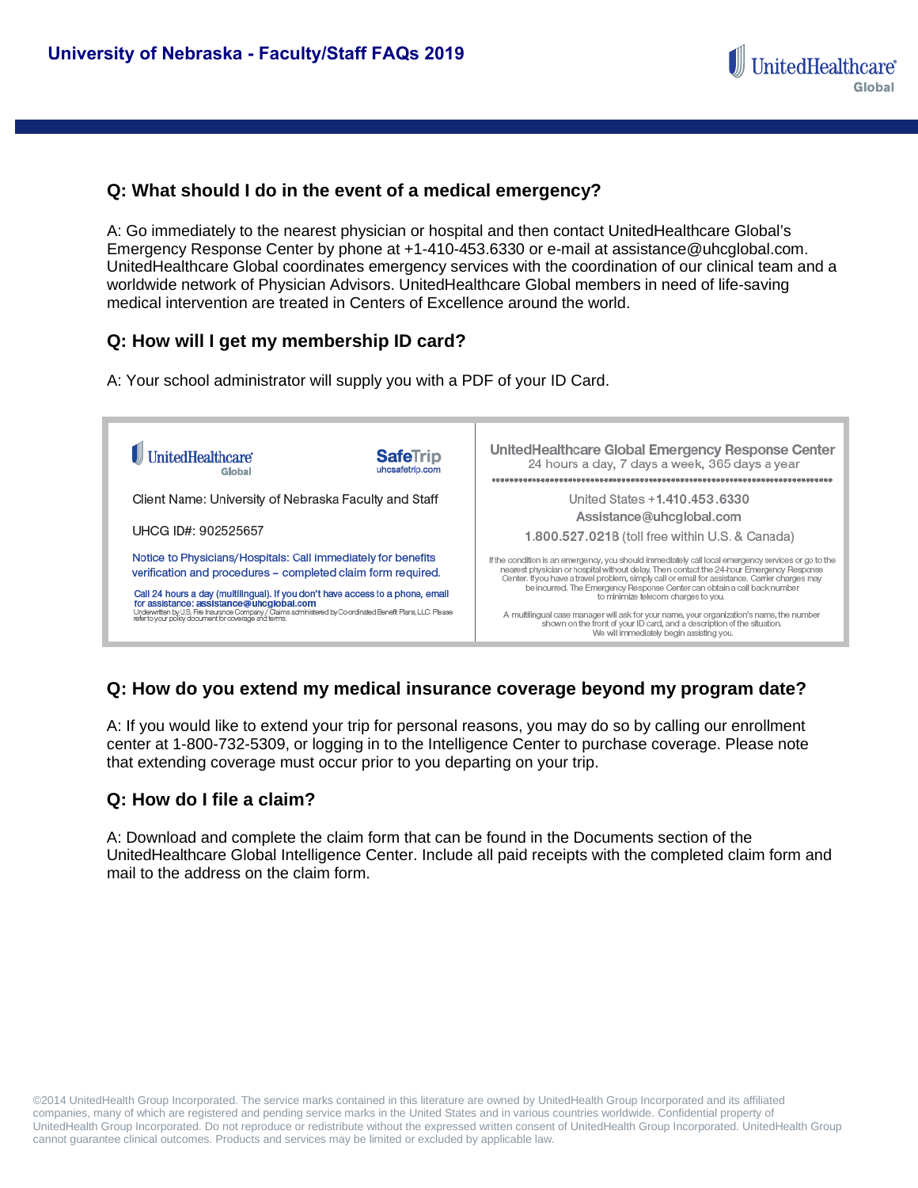**Q: What should I do in the event of a medical emergency?**

A: Go immediately to the nearest physician or hospital and then contact UnitedHealthcare Global's Emergency Response Center by phone at +1-410-453.6330 or e-mail at assistance@uhcglobal.com. UnitedHealthcare Global coordinates emergency services with the coordination of our clinical team and a worldwide network of Physician Advisors. UnitedHealthcare Global members in need of life-saving medical intervention are treated in Centers of Excellence around the world.

**Q: How will I get my membership ID card?**

A: Your school administrator will supply you with a PDF of your ID Card.

UnitedHealthcare Global

SafeTrip
uhcsafetrip.com

Client Name: University of Nebraska Faculty and Staff

UHCG ID#: 902525657

Notice to Physicians/Hospitals: Call immediately for benefits verification and procedures – completed claim form required.

Call 24 hours a day (multilingual). If you don't have access to a phone, email for assistance: assistance@uhcglobal.com

Underwritten by U.S. Fire Insurance Company / Claims administered by Co-ordinated Benefit Plans, LLC. Please refer to your policy document for coverage and terms.

UnitedHealthcare Global Emergency Response Center
24 hours a day, 7 days a week, 365 days a year

United States +1.410.453.6330
Assistance@uhcglobal.com
1.800.527.0218 (toll free within U.S. & Canada)

If the condition is an emergency, you should immediately call local emergency services or go to the nearest physician or hospital without delay. Then contact the 24-hour Emergency Response Center. If you have a travel problem, simply call or email for assistance. Carrier charges may be incurred. The Emergency Response Center can obtain a call back number to minimize telecom charges to you.

A multilingual case manager will ask for your name, your organization's name, the number shown on the front of your ID card, and a description of the situation. We will immediately begin assisting you.

**Q: How do you extend my medical insurance coverage beyond my program date?**

A: If you would like to extend your trip for personal reasons, you may do so by calling our enrollment center at 1-800-732-5309, or logging in to the Intelligence Center to purchase coverage. Please note that extending coverage must occur prior to you departing on your trip.

**Q: How do I file a claim?**

A: Download and complete the claim form that can be found in the Documents section of the UnitedHealthcare Global Intelligence Center. Include all paid receipts with the completed claim form and mail to the address on the claim form.

©2014 UnitedHealth Group Incorporated. The service marks contained in this literature are owned by UnitedHealth Group Incorporated and its affiliated companies, many of which are registered and pending service marks in the United States and in various countries worldwide. Confidential property of UnitedHealth Group Incorporated. Do not reproduce or redistribute without the expressed written consent of UnitedHealth Group Incorporated. UnitedHealth Group cannot guarantee clinical outcomes. Products and services may be limited or excluded by applicable law.